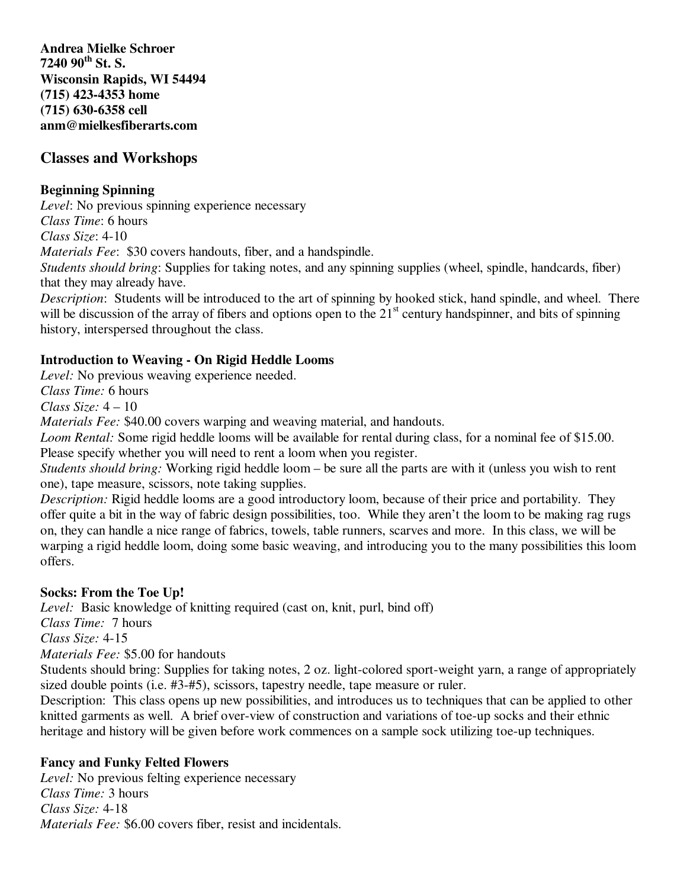**Andrea Mielke Schroer**
**7240 90th St. S.**
**Wisconsin Rapids, WI 54494**
**(715) 423-4353 home**
**(715) 630-6358 cell**
**anm@mielkesfiberarts.com**

## Classes and Workshops

### Beginning Spinning

*Level*: No previous spinning experience necessary
*Class Time*: 6 hours
*Class Size*: 4-10
*Materials Fee*: $30 covers handouts, fiber, and a handspindle.
*Students should bring*: Supplies for taking notes, and any spinning supplies (wheel, spindle, handcards, fiber) that they may already have.
*Description*: Students will be introduced to the art of spinning by hooked stick, hand spindle, and wheel. There will be discussion of the array of fibers and options open to the 21st century handspinner, and bits of spinning history, interspersed throughout the class.

### Introduction to Weaving - On Rigid Heddle Looms

*Level:* No previous weaving experience needed.
*Class Time:* 6 hours
*Class Size:* 4 – 10
*Materials Fee:* $40.00 covers warping and weaving material, and handouts.
*Loom Rental:* Some rigid heddle looms will be available for rental during class, for a nominal fee of $15.00. Please specify whether you will need to rent a loom when you register.
*Students should bring:* Working rigid heddle loom – be sure all the parts are with it (unless you wish to rent one), tape measure, scissors, note taking supplies.
*Description:* Rigid heddle looms are a good introductory loom, because of their price and portability. They offer quite a bit in the way of fabric design possibilities, too. While they aren't the loom to be making rag rugs on, they can handle a nice range of fabrics, towels, table runners, scarves and more. In this class, we will be warping a rigid heddle loom, doing some basic weaving, and introducing you to the many possibilities this loom offers.

### Socks: From the Toe Up!

*Level:* Basic knowledge of knitting required (cast on, knit, purl, bind off)
*Class Time:* 7 hours
*Class Size:* 4-15
*Materials Fee:* $5.00 for handouts
Students should bring: Supplies for taking notes, 2 oz. light-colored sport-weight yarn, a range of appropriately sized double points (i.e. #3-#5), scissors, tapestry needle, tape measure or ruler.
Description: This class opens up new possibilities, and introduces us to techniques that can be applied to other knitted garments as well. A brief over-view of construction and variations of toe-up socks and their ethnic heritage and history will be given before work commences on a sample sock utilizing toe-up techniques.

### Fancy and Funky Felted Flowers

*Level:* No previous felting experience necessary
*Class Time:* 3 hours
*Class Size:* 4-18
*Materials Fee:* $6.00 covers fiber, resist and incidentals.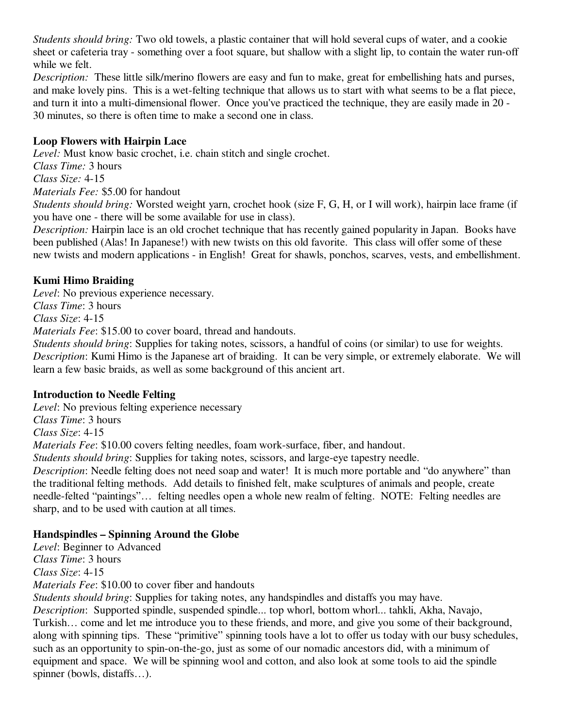*Students should bring:* Two old towels, a plastic container that will hold several cups of water, and a cookie sheet or cafeteria tray - something over a foot square, but shallow with a slight lip, to contain the water run-off while we felt.
*Description:* These little silk/merino flowers are easy and fun to make, great for embellishing hats and purses, and make lovely pins. This is a wet-felting technique that allows us to start with what seems to be a flat piece, and turn it into a multi-dimensional flower. Once you've practiced the technique, they are easily made in 20 - 30 minutes, so there is often time to make a second one in class.

**Loop Flowers with Hairpin Lace**
*Level:* Must know basic crochet, i.e. chain stitch and single crochet.
*Class Time:* 3 hours
*Class Size:* 4-15
*Materials Fee:* $5.00 for handout
*Students should bring:* Worsted weight yarn, crochet hook (size F, G, H, or I will work), hairpin lace frame (if you have one - there will be some available for use in class).
*Description:* Hairpin lace is an old crochet technique that has recently gained popularity in Japan. Books have been published (Alas! In Japanese!) with new twists on this old favorite. This class will offer some of these new twists and modern applications - in English! Great for shawls, ponchos, scarves, vests, and embellishment.

**Kumi Himo Braiding**
*Level*: No previous experience necessary.
*Class Time*: 3 hours
*Class Size*: 4-15
*Materials Fee*: $15.00 to cover board, thread and handouts.
*Students should bring*: Supplies for taking notes, scissors, a handful of coins (or similar) to use for weights.
*Description*: Kumi Himo is the Japanese art of braiding. It can be very simple, or extremely elaborate. We will learn a few basic braids, as well as some background of this ancient art.

**Introduction to Needle Felting**
*Level*: No previous felting experience necessary
*Class Time*: 3 hours
*Class Size*: 4-15
*Materials Fee*: $10.00 covers felting needles, foam work-surface, fiber, and handout.
*Students should bring*: Supplies for taking notes, scissors, and large-eye tapestry needle.
*Description*: Needle felting does not need soap and water! It is much more portable and "do anywhere" than the traditional felting methods. Add details to finished felt, make sculptures of animals and people, create needle-felted "paintings"… felting needles open a whole new realm of felting. NOTE: Felting needles are sharp, and to be used with caution at all times.

**Handspindles – Spinning Around the Globe**
*Level*: Beginner to Advanced
*Class Time*: 3 hours
*Class Size*: 4-15
*Materials Fee*: $10.00 to cover fiber and handouts
*Students should bring*: Supplies for taking notes, any handspindles and distaffs you may have.
*Description*: Supported spindle, suspended spindle... top whorl, bottom whorl... tahkli, Akha, Navajo, Turkish… come and let me introduce you to these friends, and more, and give you some of their background, along with spinning tips. These "primitive" spinning tools have a lot to offer us today with our busy schedules, such as an opportunity to spin-on-the-go, just as some of our nomadic ancestors did, with a minimum of equipment and space. We will be spinning wool and cotton, and also look at some tools to aid the spindle spinner (bowls, distaffs…).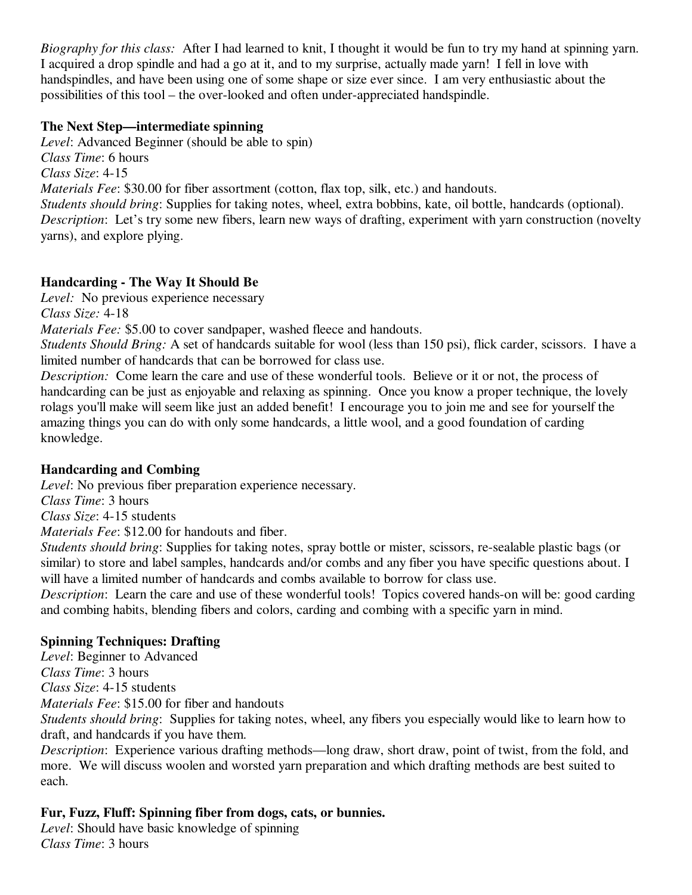*Biography for this class:* After I had learned to knit, I thought it would be fun to try my hand at spinning yarn. I acquired a drop spindle and had a go at it, and to my surprise, actually made yarn! I fell in love with handspindles, and have been using one of some shape or size ever since. I am very enthusiastic about the possibilities of this tool – the over-looked and often under-appreciated handspindle.

**The Next Step—intermediate spinning**
*Level*: Advanced Beginner (should be able to spin)
*Class Time*: 6 hours
*Class Size*: 4-15
*Materials Fee*: $30.00 for fiber assortment (cotton, flax top, silk, etc.) and handouts.
*Students should bring*: Supplies for taking notes, wheel, extra bobbins, kate, oil bottle, handcards (optional).
*Description*: Let's try some new fibers, learn new ways of drafting, experiment with yarn construction (novelty yarns), and explore plying.

**Handcarding - The Way It Should Be**
*Level:* No previous experience necessary
*Class Size:* 4-18
*Materials Fee:* $5.00 to cover sandpaper, washed fleece and handouts.
*Students Should Bring:* A set of handcards suitable for wool (less than 150 psi), flick carder, scissors. I have a limited number of handcards that can be borrowed for class use.
*Description:* Come learn the care and use of these wonderful tools. Believe or it or not, the process of handcarding can be just as enjoyable and relaxing as spinning. Once you know a proper technique, the lovely rolags you'll make will seem like just an added benefit! I encourage you to join me and see for yourself the amazing things you can do with only some handcards, a little wool, and a good foundation of carding knowledge.

**Handcarding and Combing**
*Level*: No previous fiber preparation experience necessary.
*Class Time*: 3 hours
*Class Size*: 4-15 students
*Materials Fee*: $12.00 for handouts and fiber.
*Students should bring*: Supplies for taking notes, spray bottle or mister, scissors, re-sealable plastic bags (or similar) to store and label samples, handcards and/or combs and any fiber you have specific questions about. I will have a limited number of handcards and combs available to borrow for class use.
*Description*: Learn the care and use of these wonderful tools! Topics covered hands-on will be: good carding and combing habits, blending fibers and colors, carding and combing with a specific yarn in mind.

**Spinning Techniques: Drafting**
*Level*: Beginner to Advanced
*Class Time*: 3 hours
*Class Size*: 4-15 students
*Materials Fee*: $15.00 for fiber and handouts
*Students should bring*: Supplies for taking notes, wheel, any fibers you especially would like to learn how to draft, and handcards if you have them.
*Description*: Experience various drafting methods—long draw, short draw, point of twist, from the fold, and more. We will discuss woolen and worsted yarn preparation and which drafting methods are best suited to each.

**Fur, Fuzz, Fluff: Spinning fiber from dogs, cats, or bunnies.**
*Level*: Should have basic knowledge of spinning
*Class Time*: 3 hours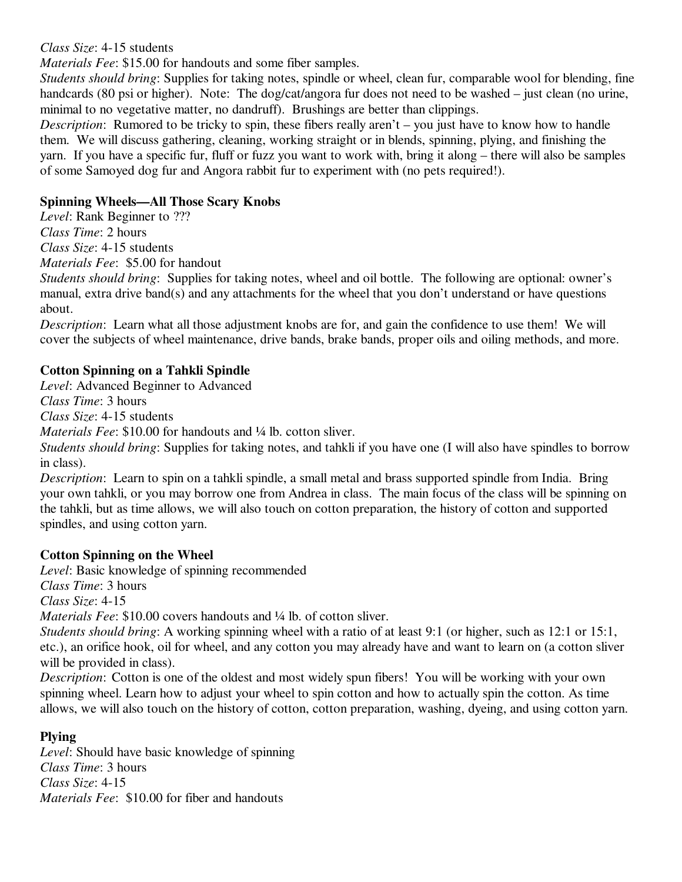*Class Size*: 4-15 students
*Materials Fee*: $15.00 for handouts and some fiber samples.
*Students should bring*: Supplies for taking notes, spindle or wheel, clean fur, comparable wool for blending, fine handcards (80 psi or higher). Note: The dog/cat/angora fur does not need to be washed – just clean (no urine, minimal to no vegetative matter, no dandruff). Brushings are better than clippings.
*Description*: Rumored to be tricky to spin, these fibers really aren't – you just have to know how to handle them. We will discuss gathering, cleaning, working straight or in blends, spinning, plying, and finishing the yarn. If you have a specific fur, fluff or fuzz you want to work with, bring it along – there will also be samples of some Samoyed dog fur and Angora rabbit fur to experiment with (no pets required!).

**Spinning Wheels—All Those Scary Knobs**
*Level*: Rank Beginner to ???
*Class Time*: 2 hours
*Class Size*: 4-15 students
*Materials Fee*: $5.00 for handout
*Students should bring*: Supplies for taking notes, wheel and oil bottle. The following are optional: owner's manual, extra drive band(s) and any attachments for the wheel that you don't understand or have questions about.
*Description*: Learn what all those adjustment knobs are for, and gain the confidence to use them! We will cover the subjects of wheel maintenance, drive bands, brake bands, proper oils and oiling methods, and more.

**Cotton Spinning on a Tahkli Spindle**
*Level*: Advanced Beginner to Advanced
*Class Time*: 3 hours
*Class Size*: 4-15 students
*Materials Fee*: $10.00 for handouts and ¼ lb. cotton sliver.
*Students should bring*: Supplies for taking notes, and tahkli if you have one (I will also have spindles to borrow in class).
*Description*: Learn to spin on a tahkli spindle, a small metal and brass supported spindle from India. Bring your own tahkli, or you may borrow one from Andrea in class. The main focus of the class will be spinning on the tahkli, but as time allows, we will also touch on cotton preparation, the history of cotton and supported spindles, and using cotton yarn.

**Cotton Spinning on the Wheel**
*Level*: Basic knowledge of spinning recommended
*Class Time*: 3 hours
*Class Size*: 4-15
*Materials Fee*: $10.00 covers handouts and ¼ lb. of cotton sliver.
*Students should bring*: A working spinning wheel with a ratio of at least 9:1 (or higher, such as 12:1 or 15:1, etc.), an orifice hook, oil for wheel, and any cotton you may already have and want to learn on (a cotton sliver will be provided in class).
*Description*: Cotton is one of the oldest and most widely spun fibers! You will be working with your own spinning wheel. Learn how to adjust your wheel to spin cotton and how to actually spin the cotton. As time allows, we will also touch on the history of cotton, cotton preparation, washing, dyeing, and using cotton yarn.

**Plying**
*Level*: Should have basic knowledge of spinning
*Class Time*: 3 hours
*Class Size*: 4-15
*Materials Fee*: $10.00 for fiber and handouts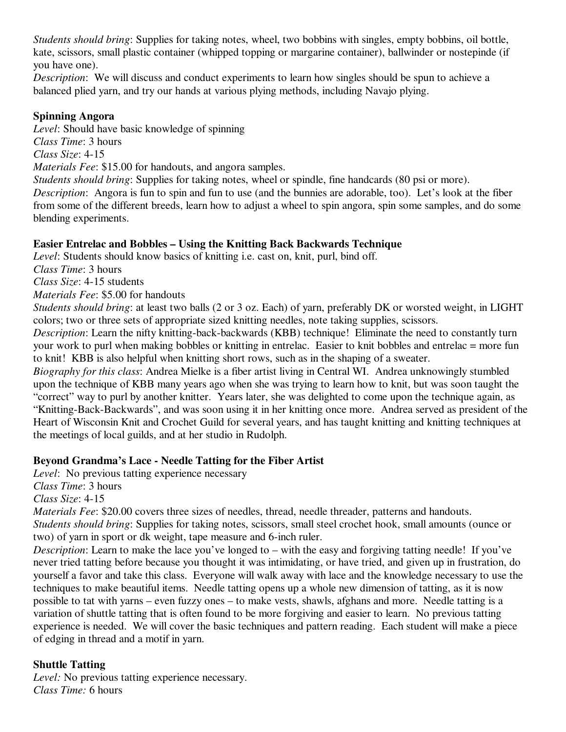*Students should bring*: Supplies for taking notes, wheel, two bobbins with singles, empty bobbins, oil bottle, kate, scissors, small plastic container (whipped topping or margarine container), ballwinder or nostepinde (if you have one).
*Description*: We will discuss and conduct experiments to learn how singles should be spun to achieve a balanced plied yarn, and try our hands at various plying methods, including Navajo plying.

**Spinning Angora**
*Level*: Should have basic knowledge of spinning
*Class Time*: 3 hours
*Class Size*: 4-15
*Materials Fee*: $15.00 for handouts, and angora samples.
*Students should bring*: Supplies for taking notes, wheel or spindle, fine handcards (80 psi or more).
*Description*: Angora is fun to spin and fun to use (and the bunnies are adorable, too). Let's look at the fiber from some of the different breeds, learn how to adjust a wheel to spin angora, spin some samples, and do some blending experiments.

**Easier Entrelac and Bobbles – Using the Knitting Back Backwards Technique**
*Level*: Students should know basics of knitting i.e. cast on, knit, purl, bind off.
*Class Time*: 3 hours
*Class Size*: 4-15 students
*Materials Fee*: $5.00 for handouts
*Students should bring*: at least two balls (2 or 3 oz. Each) of yarn, preferably DK or worsted weight, in LIGHT colors; two or three sets of appropriate sized knitting needles, note taking supplies, scissors.
*Description*: Learn the nifty knitting-back-backwards (KBB) technique! Eliminate the need to constantly turn your work to purl when making bobbles or knitting in entrelac. Easier to knit bobbles and entrelac = more fun to knit! KBB is also helpful when knitting short rows, such as in the shaping of a sweater.
*Biography for this class*: Andrea Mielke is a fiber artist living in Central WI. Andrea unknowingly stumbled upon the technique of KBB many years ago when she was trying to learn how to knit, but was soon taught the "correct" way to purl by another knitter. Years later, she was delighted to come upon the technique again, as "Knitting-Back-Backwards", and was soon using it in her knitting once more. Andrea served as president of the Heart of Wisconsin Knit and Crochet Guild for several years, and has taught knitting and knitting techniques at the meetings of local guilds, and at her studio in Rudolph.

**Beyond Grandma's Lace - Needle Tatting for the Fiber Artist**
*Level*: No previous tatting experience necessary
*Class Time*: 3 hours
*Class Size*: 4-15
*Materials Fee*: $20.00 covers three sizes of needles, thread, needle threader, patterns and handouts.
*Students should bring*: Supplies for taking notes, scissors, small steel crochet hook, small amounts (ounce or two) of yarn in sport or dk weight, tape measure and 6-inch ruler.
*Description*: Learn to make the lace you've longed to – with the easy and forgiving tatting needle! If you've never tried tatting before because you thought it was intimidating, or have tried, and given up in frustration, do yourself a favor and take this class. Everyone will walk away with lace and the knowledge necessary to use the techniques to make beautiful items. Needle tatting opens up a whole new dimension of tatting, as it is now possible to tat with yarns – even fuzzy ones – to make vests, shawls, afghans and more. Needle tatting is a variation of shuttle tatting that is often found to be more forgiving and easier to learn. No previous tatting experience is needed. We will cover the basic techniques and pattern reading. Each student will make a piece of edging in thread and a motif in yarn.

**Shuttle Tatting**
*Level:* No previous tatting experience necessary.
*Class Time:* 6 hours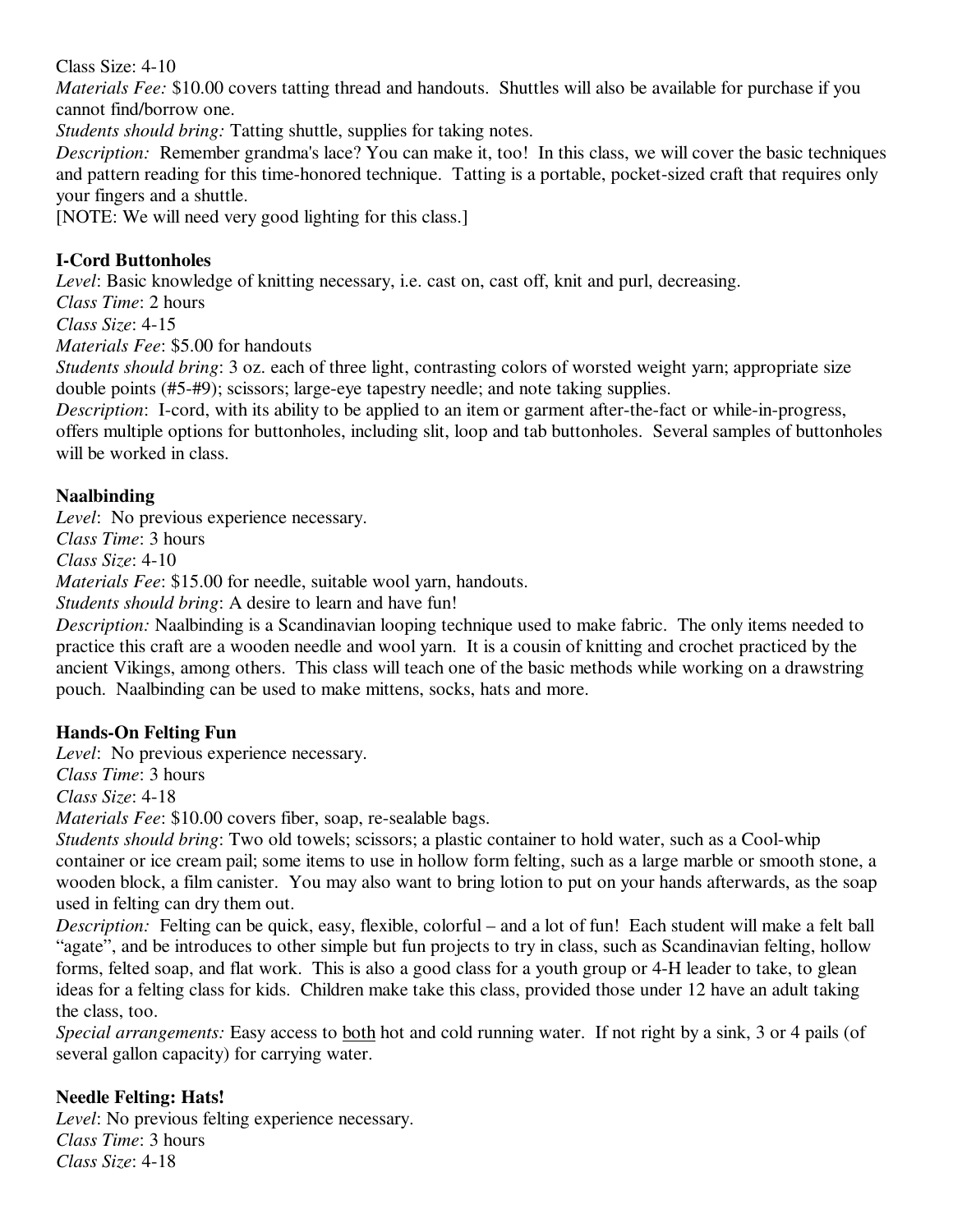Class Size: 4-10

*Materials Fee:* $10.00 covers tatting thread and handouts. Shuttles will also be available for purchase if you cannot find/borrow one.

*Students should bring:* Tatting shuttle, supplies for taking notes.

*Description:* Remember grandma's lace? You can make it, too! In this class, we will cover the basic techniques and pattern reading for this time-honored technique. Tatting is a portable, pocket-sized craft that requires only your fingers and a shuttle.

[NOTE: We will need very good lighting for this class.]

**I-Cord Buttonholes**

*Level*: Basic knowledge of knitting necessary, i.e. cast on, cast off, knit and purl, decreasing.

*Class Time*: 2 hours

*Class Size*: 4-15

*Materials Fee*: $5.00 for handouts

*Students should bring*: 3 oz. each of three light, contrasting colors of worsted weight yarn; appropriate size double points (#5-#9); scissors; large-eye tapestry needle; and note taking supplies.

*Description*: I-cord, with its ability to be applied to an item or garment after-the-fact or while-in-progress, offers multiple options for buttonholes, including slit, loop and tab buttonholes. Several samples of buttonholes will be worked in class.

**Naalbinding**

*Level*: No previous experience necessary.

*Class Time*: 3 hours

*Class Size*: 4-10

*Materials Fee*: $15.00 for needle, suitable wool yarn, handouts.

*Students should bring*: A desire to learn and have fun!

*Description:* Naalbinding is a Scandinavian looping technique used to make fabric. The only items needed to practice this craft are a wooden needle and wool yarn. It is a cousin of knitting and crochet practiced by the ancient Vikings, among others. This class will teach one of the basic methods while working on a drawstring pouch. Naalbinding can be used to make mittens, socks, hats and more.

**Hands-On Felting Fun**

*Level*: No previous experience necessary.

*Class Time*: 3 hours

*Class Size*: 4-18

*Materials Fee*: $10.00 covers fiber, soap, re-sealable bags.

*Students should bring*: Two old towels; scissors; a plastic container to hold water, such as a Cool-whip container or ice cream pail; some items to use in hollow form felting, such as a large marble or smooth stone, a wooden block, a film canister. You may also want to bring lotion to put on your hands afterwards, as the soap used in felting can dry them out.

*Description:* Felting can be quick, easy, flexible, colorful – and a lot of fun! Each student will make a felt ball "agate", and be introduces to other simple but fun projects to try in class, such as Scandinavian felting, hollow forms, felted soap, and flat work. This is also a good class for a youth group or 4-H leader to take, to glean ideas for a felting class for kids. Children make take this class, provided those under 12 have an adult taking the class, too.

*Special arrangements:* Easy access to <u>both</u> hot and cold running water. If not right by a sink, 3 or 4 pails (of several gallon capacity) for carrying water.

**Needle Felting: Hats!**

*Level*: No previous felting experience necessary.

*Class Time*: 3 hours

*Class Size*: 4-18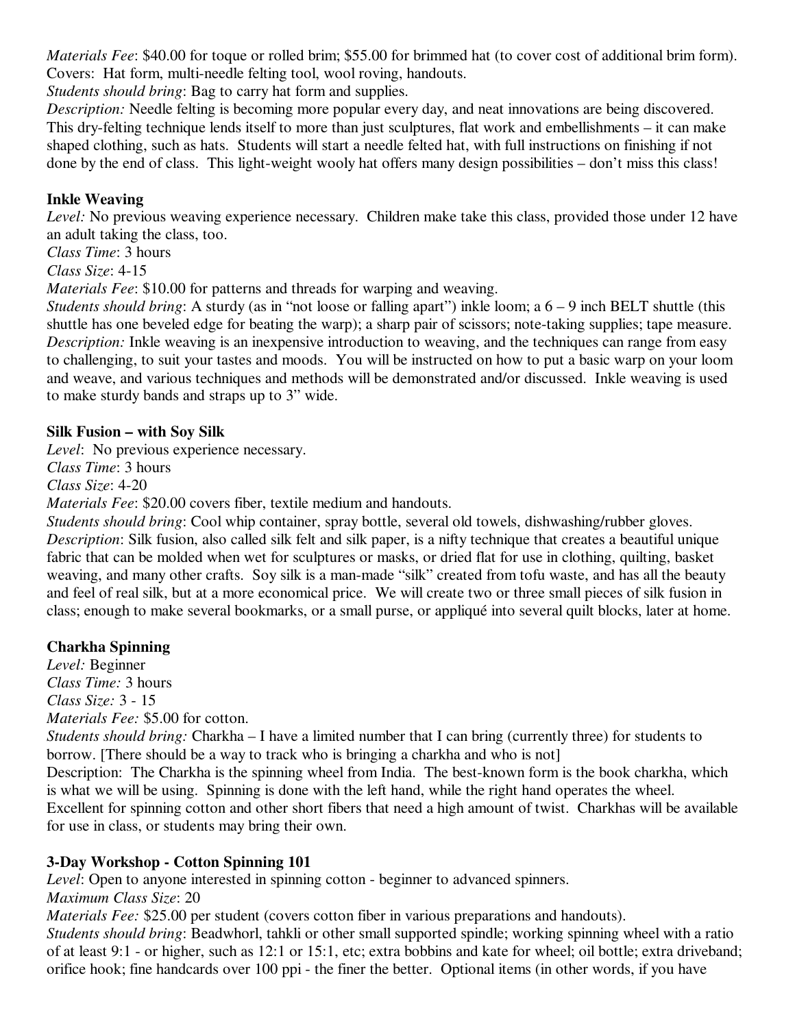*Materials Fee*: $40.00 for toque or rolled brim; $55.00 for brimmed hat (to cover cost of additional brim form). Covers: Hat form, multi-needle felting tool, wool roving, handouts.
*Students should bring*: Bag to carry hat form and supplies.
*Description:* Needle felting is becoming more popular every day, and neat innovations are being discovered. This dry-felting technique lends itself to more than just sculptures, flat work and embellishments – it can make shaped clothing, such as hats. Students will start a needle felted hat, with full instructions on finishing if not done by the end of class. This light-weight wooly hat offers many design possibilities – don't miss this class!

**Inkle Weaving**
*Level:* No previous weaving experience necessary. Children make take this class, provided those under 12 have an adult taking the class, too.
*Class Time*: 3 hours
*Class Size*: 4-15
*Materials Fee*: $10.00 for patterns and threads for warping and weaving.
*Students should bring*: A sturdy (as in "not loose or falling apart") inkle loom; a 6 – 9 inch BELT shuttle (this shuttle has one beveled edge for beating the warp); a sharp pair of scissors; note-taking supplies; tape measure.
*Description:* Inkle weaving is an inexpensive introduction to weaving, and the techniques can range from easy to challenging, to suit your tastes and moods. You will be instructed on how to put a basic warp on your loom and weave, and various techniques and methods will be demonstrated and/or discussed. Inkle weaving is used to make sturdy bands and straps up to 3" wide.

**Silk Fusion – with Soy Silk**
*Level*: No previous experience necessary.
*Class Time*: 3 hours
*Class Size*: 4-20
*Materials Fee*: $20.00 covers fiber, textile medium and handouts.
*Students should bring*: Cool whip container, spray bottle, several old towels, dishwashing/rubber gloves.
*Description*: Silk fusion, also called silk felt and silk paper, is a nifty technique that creates a beautiful unique fabric that can be molded when wet for sculptures or masks, or dried flat for use in clothing, quilting, basket weaving, and many other crafts. Soy silk is a man-made "silk" created from tofu waste, and has all the beauty and feel of real silk, but at a more economical price. We will create two or three small pieces of silk fusion in class; enough to make several bookmarks, or a small purse, or appliqué into several quilt blocks, later at home.

**Charkha Spinning**
*Level:* Beginner
*Class Time:* 3 hours
*Class Size:* 3 - 15
*Materials Fee:* $5.00 for cotton.
*Students should bring:* Charkha – I have a limited number that I can bring (currently three) for students to borrow. [There should be a way to track who is bringing a charkha and who is not]
Description: The Charkha is the spinning wheel from India. The best-known form is the book charkha, which is what we will be using. Spinning is done with the left hand, while the right hand operates the wheel. Excellent for spinning cotton and other short fibers that need a high amount of twist. Charkhas will be available for use in class, or students may bring their own.

**3-Day Workshop - Cotton Spinning 101**
*Level*: Open to anyone interested in spinning cotton - beginner to advanced spinners.
*Maximum Class Size*: 20
*Materials Fee:* $25.00 per student (covers cotton fiber in various preparations and handouts).
*Students should bring*: Beadwhorl, tahkli or other small supported spindle; working spinning wheel with a ratio of at least 9:1 - or higher, such as 12:1 or 15:1, etc; extra bobbins and kate for wheel; oil bottle; extra driveband; orifice hook; fine handcards over 100 ppi - the finer the better. Optional items (in other words, if you have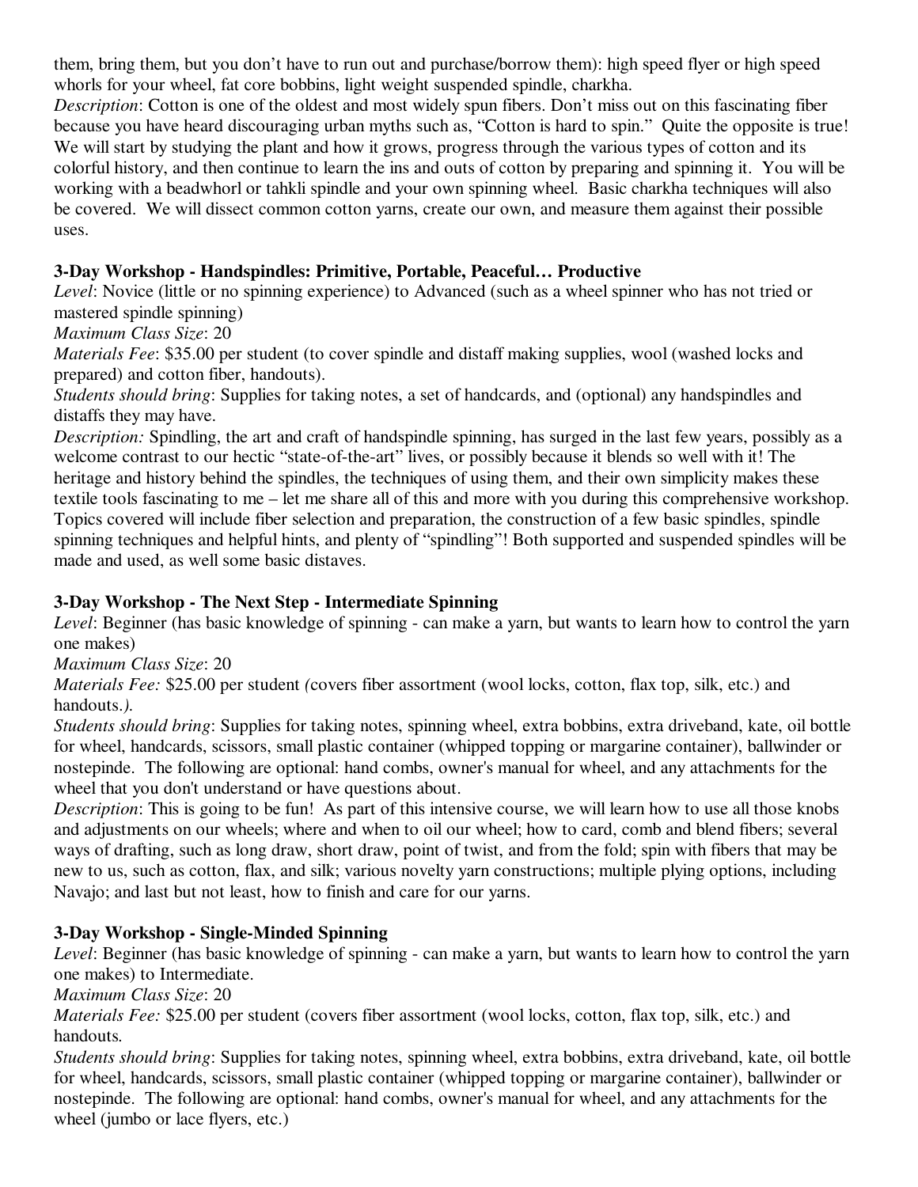them, bring them, but you don't have to run out and purchase/borrow them): high speed flyer or high speed whorls for your wheel, fat core bobbins, light weight suspended spindle, charkha.

*Description*: Cotton is one of the oldest and most widely spun fibers. Don't miss out on this fascinating fiber because you have heard discouraging urban myths such as, "Cotton is hard to spin." Quite the opposite is true! We will start by studying the plant and how it grows, progress through the various types of cotton and its colorful history, and then continue to learn the ins and outs of cotton by preparing and spinning it. You will be working with a beadwhorl or tahkli spindle and your own spinning wheel. Basic charkha techniques will also be covered. We will dissect common cotton yarns, create our own, and measure them against their possible uses.

### 3-Day Workshop - Handspindles: Primitive, Portable, Peaceful… Productive

*Level*: Novice (little or no spinning experience) to Advanced (such as a wheel spinner who has not tried or mastered spindle spinning)

*Maximum Class Size*: 20

*Materials Fee*: $35.00 per student (to cover spindle and distaff making supplies, wool (washed locks and prepared) and cotton fiber, handouts).

*Students should bring*: Supplies for taking notes, a set of handcards, and (optional) any handspindles and distaffs they may have.

*Description:* Spindling, the art and craft of handspindle spinning, has surged in the last few years, possibly as a welcome contrast to our hectic "state-of-the-art" lives, or possibly because it blends so well with it! The heritage and history behind the spindles, the techniques of using them, and their own simplicity makes these textile tools fascinating to me – let me share all of this and more with you during this comprehensive workshop. Topics covered will include fiber selection and preparation, the construction of a few basic spindles, spindle spinning techniques and helpful hints, and plenty of "spindling"! Both supported and suspended spindles will be made and used, as well some basic distaves.

### 3-Day Workshop - The Next Step - Intermediate Spinning

*Level*: Beginner (has basic knowledge of spinning - can make a yarn, but wants to learn how to control the yarn one makes)

*Maximum Class Size*: 20

*Materials Fee:* $25.00 per student *(*covers fiber assortment (wool locks, cotton, flax top, silk, etc.) and handouts.*)*.

*Students should bring*: Supplies for taking notes, spinning wheel, extra bobbins, extra driveband, kate, oil bottle for wheel, handcards, scissors, small plastic container (whipped topping or margarine container), ballwinder or nostepinde. The following are optional: hand combs, owner's manual for wheel, and any attachments for the wheel that you don't understand or have questions about.

*Description*: This is going to be fun! As part of this intensive course, we will learn how to use all those knobs and adjustments on our wheels; where and when to oil our wheel; how to card, comb and blend fibers; several ways of drafting, such as long draw, short draw, point of twist, and from the fold; spin with fibers that may be new to us, such as cotton, flax, and silk; various novelty yarn constructions; multiple plying options, including Navajo; and last but not least, how to finish and care for our yarns.

### 3-Day Workshop - Single-Minded Spinning

*Level*: Beginner (has basic knowledge of spinning - can make a yarn, but wants to learn how to control the yarn one makes) to Intermediate.

*Maximum Class Size*: 20

*Materials Fee:* $25.00 per student (covers fiber assortment (wool locks, cotton, flax top, silk, etc.) and handouts.

*Students should bring*: Supplies for taking notes, spinning wheel, extra bobbins, extra driveband, kate, oil bottle for wheel, handcards, scissors, small plastic container (whipped topping or margarine container), ballwinder or nostepinde. The following are optional: hand combs, owner's manual for wheel, and any attachments for the wheel (jumbo or lace flyers, etc.)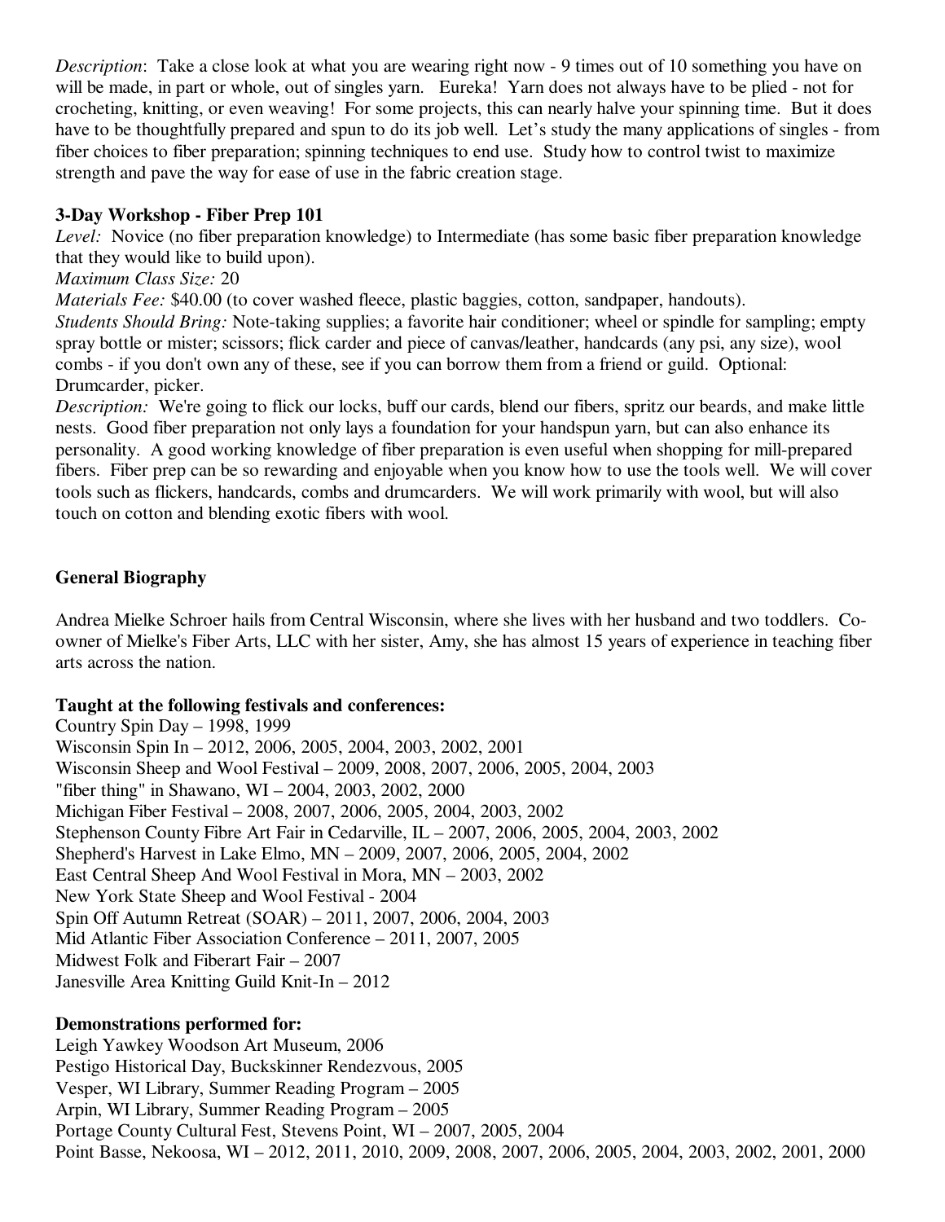*Description*: Take a close look at what you are wearing right now - 9 times out of 10 something you have on will be made, in part or whole, out of singles yarn. Eureka! Yarn does not always have to be plied - not for crocheting, knitting, or even weaving! For some projects, this can nearly halve your spinning time. But it does have to be thoughtfully prepared and spun to do its job well. Let's study the many applications of singles - from fiber choices to fiber preparation; spinning techniques to end use. Study how to control twist to maximize strength and pave the way for ease of use in the fabric creation stage.

**3-Day Workshop - Fiber Prep 101**

*Level:* Novice (no fiber preparation knowledge) to Intermediate (has some basic fiber preparation knowledge that they would like to build upon).

*Maximum Class Size:* 20

*Materials Fee:* $40.00 (to cover washed fleece, plastic baggies, cotton, sandpaper, handouts).

*Students Should Bring:* Note-taking supplies; a favorite hair conditioner; wheel or spindle for sampling; empty spray bottle or mister; scissors; flick carder and piece of canvas/leather, handcards (any psi, any size), wool combs - if you don't own any of these, see if you can borrow them from a friend or guild. Optional: Drumcarder, picker.

*Description:* We're going to flick our locks, buff our cards, blend our fibers, spritz our beards, and make little nests. Good fiber preparation not only lays a foundation for your handspun yarn, but can also enhance its personality. A good working knowledge of fiber preparation is even useful when shopping for mill-prepared fibers. Fiber prep can be so rewarding and enjoyable when you know how to use the tools well. We will cover tools such as flickers, handcards, combs and drumcarders. We will work primarily with wool, but will also touch on cotton and blending exotic fibers with wool.

## General Biography

Andrea Mielke Schroer hails from Central Wisconsin, where she lives with her husband and two toddlers. Co-owner of Mielke's Fiber Arts, LLC with her sister, Amy, she has almost 15 years of experience in teaching fiber arts across the nation.

**Taught at the following festivals and conferences:**

Country Spin Day – 1998, 1999
Wisconsin Spin In – 2012, 2006, 2005, 2004, 2003, 2002, 2001
Wisconsin Sheep and Wool Festival – 2009, 2008, 2007, 2006, 2005, 2004, 2003
"fiber thing" in Shawano, WI – 2004, 2003, 2002, 2000
Michigan Fiber Festival – 2008, 2007, 2006, 2005, 2004, 2003, 2002
Stephenson County Fibre Art Fair in Cedarville, IL – 2007, 2006, 2005, 2004, 2003, 2002
Shepherd's Harvest in Lake Elmo, MN – 2009, 2007, 2006, 2005, 2004, 2002
East Central Sheep And Wool Festival in Mora, MN – 2003, 2002
New York State Sheep and Wool Festival - 2004
Spin Off Autumn Retreat (SOAR) – 2011, 2007, 2006, 2004, 2003
Mid Atlantic Fiber Association Conference – 2011, 2007, 2005
Midwest Folk and Fiberart Fair – 2007
Janesville Area Knitting Guild Knit-In – 2012

**Demonstrations performed for:**

Leigh Yawkey Woodson Art Museum, 2006
Pestigo Historical Day, Buckskinner Rendezvous, 2005
Vesper, WI Library, Summer Reading Program – 2005
Arpin, WI Library, Summer Reading Program – 2005
Portage County Cultural Fest, Stevens Point, WI – 2007, 2005, 2004
Point Basse, Nekoosa, WI – 2012, 2011, 2010, 2009, 2008, 2007, 2006, 2005, 2004, 2003, 2002, 2001, 2000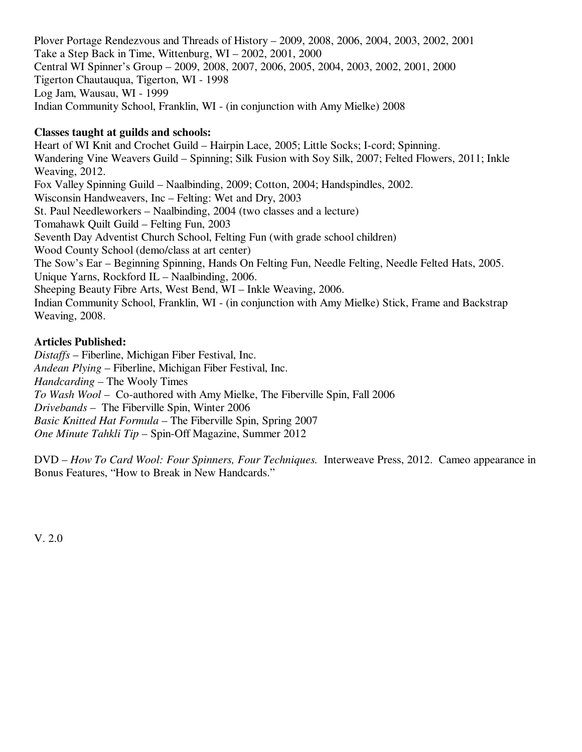Plover Portage Rendezvous and Threads of History – 2009, 2008, 2006, 2004, 2003, 2002, 2001
Take a Step Back in Time, Wittenburg, WI – 2002, 2001, 2000
Central WI Spinner's Group – 2009, 2008, 2007, 2006, 2005, 2004, 2003, 2002, 2001, 2000
Tigerton Chautauqua, Tigerton, WI - 1998
Log Jam, Wausau, WI - 1999
Indian Community School, Franklin, WI - (in conjunction with Amy Mielke) 2008

**Classes taught at guilds and schools:**
Heart of WI Knit and Crochet Guild – Hairpin Lace, 2005; Little Socks; I-cord; Spinning.
Wandering Vine Weavers Guild – Spinning; Silk Fusion with Soy Silk, 2007; Felted Flowers, 2011; Inkle Weaving, 2012.
Fox Valley Spinning Guild – Naalbinding, 2009; Cotton, 2004; Handspindles, 2002.
Wisconsin Handweavers, Inc – Felting: Wet and Dry, 2003
St. Paul Needleworkers – Naalbinding, 2004 (two classes and a lecture)
Tomahawk Quilt Guild – Felting Fun, 2003
Seventh Day Adventist Church School, Felting Fun (with grade school children)
Wood County School (demo/class at art center)
The Sow's Ear – Beginning Spinning, Hands On Felting Fun, Needle Felting, Needle Felted Hats, 2005.
Unique Yarns, Rockford IL – Naalbinding, 2006.
Sheeping Beauty Fibre Arts, West Bend, WI – Inkle Weaving, 2006.
Indian Community School, Franklin, WI - (in conjunction with Amy Mielke) Stick, Frame and Backstrap Weaving, 2008.

**Articles Published:**
*Distaffs* – Fiberline, Michigan Fiber Festival, Inc.
*Andean Plying* – Fiberline, Michigan Fiber Festival, Inc.
*Handcarding* – The Wooly Times
*To Wash Wool* – Co-authored with Amy Mielke, The Fiberville Spin, Fall 2006
*Drivebands* – The Fiberville Spin, Winter 2006
*Basic Knitted Hat Formula* – The Fiberville Spin, Spring 2007
*One Minute Tahkli Tip* – Spin-Off Magazine, Summer 2012

DVD – *How To Card Wool: Four Spinners, Four Techniques.* Interweave Press, 2012. Cameo appearance in Bonus Features, "How to Break in New Handcards."

V. 2.0